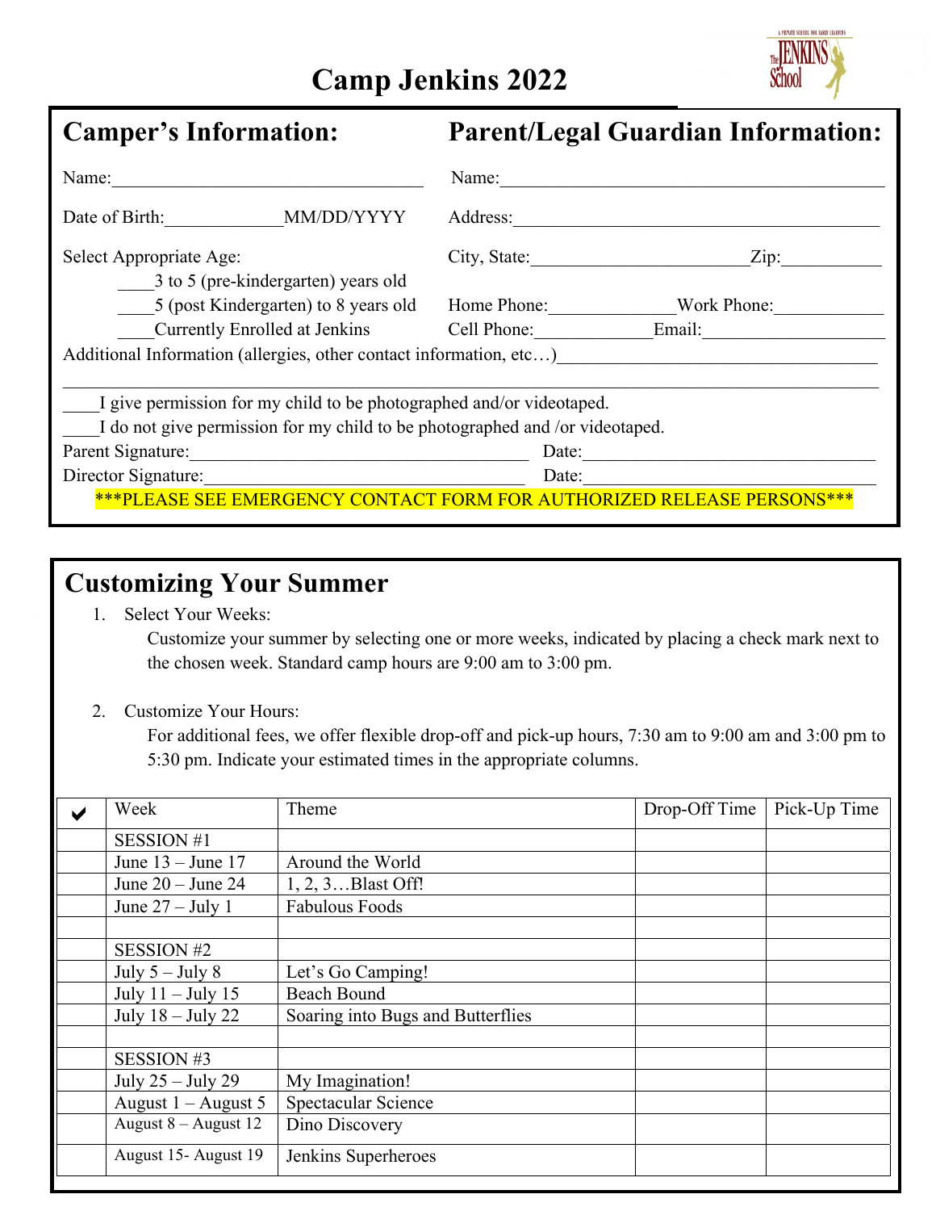# Camp Jenkins 2022

## Camper's Information:

Name:___________________________________

Date of Birth:_____________MM/DD/YYYY

Select Appropriate Age:

____3 to 5 (pre-kindergarten) years old

____5 (post Kindergarten) to 8 years old

____Currently Enrolled at Jenkins

## Parent/Legal Guardian Information:

Name:___________________________________________

Address:_________________________________________

City, State:______________________Zip:___________

Home Phone:_____________Work Phone:____________

Cell Phone:____________Email:____________________

Additional Information (allergies, other contact information, etc…)___________________________________

______________________________________________________________________________

____I give permission for my child to be photographed and/or videotaped.

____I do not give permission for my child to be photographed and /or videotaped.

Parent Signature:_____________________________________ Date:_________________________________

Director Signature:____________________________________ Date:_________________________________

***PLEASE SEE EMERGENCY CONTACT FORM FOR AUTHORIZED RELEASE PERSONS***

## Customizing Your Summer

1. Select Your Weeks:
   Customize your summer by selecting one or more weeks, indicated by placing a check mark next to the chosen week. Standard camp hours are 9:00 am to 3:00 pm.

2. Customize Your Hours:
   For additional fees, we offer flexible drop-off and pick-up hours, 7:30 am to 9:00 am and 3:00 pm to 5:30 pm. Indicate your estimated times in the appropriate columns.

| ✔ | Week | Theme | Drop-Off Time | Pick-Up Time |
|---|---|---|---|---|
| | SESSION #1 | | | |
| | June 13 – June 17 | Around the World | | |
| | June 20 – June 24 | 1, 2, 3…Blast Off! | | |
| | June 27 – July 1 | Fabulous Foods | | |
| | | | | |
| | SESSION #2 | | | |
| | July 5 – July 8 | Let's Go Camping! | | |
| | July 11 – July 15 | Beach Bound | | |
| | July 18 – July 22 | Soaring into Bugs and Butterflies | | |
| | | | | |
| | SESSION #3 | | | |
| | July 25 – July 29 | My Imagination! | | |
| | August 1 – August 5 | Spectacular Science | | |
| | August 8 – August 12 | Dino Discovery | | |
| | August 15- August 19 | Jenkins Superheroes | | |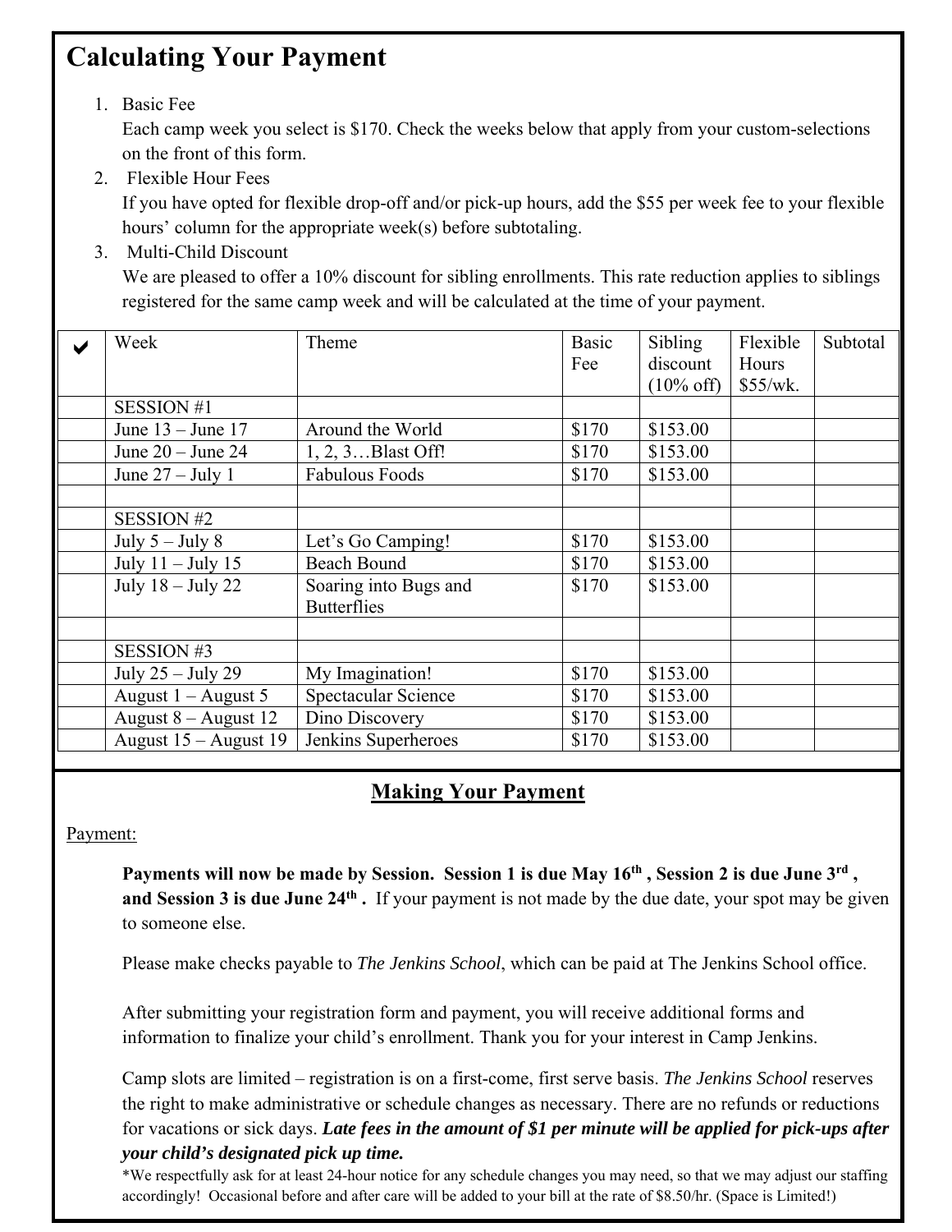# Calculating Your Payment

1. Basic Fee
   Each camp week you select is $170. Check the weeks below that apply from your custom-selections on the front of this form.
2. Flexible Hour Fees
   If you have opted for flexible drop-off and/or pick-up hours, add the $55 per week fee to your flexible hours' column for the appropriate week(s) before subtotaling.
3. Multi-Child Discount
   We are pleased to offer a 10% discount for sibling enrollments. This rate reduction applies to siblings registered for the same camp week and will be calculated at the time of your payment.

| ✔ | Week | Theme | Basic Fee | Sibling discount (10% off) | Flexible Hours $55/wk. | Subtotal |
|---|---|---|---|---|---|---|
| | SESSION #1 | | | | | |
| | June 13 – June 17 | Around the World | $170 | $153.00 | | |
| | June 20 – June 24 | 1, 2, 3…Blast Off! | $170 | $153.00 | | |
| | June 27 – July 1 | Fabulous Foods | $170 | $153.00 | | |
| | | | | | | |
| | SESSION #2 | | | | | |
| | July 5 – July 8 | Let's Go Camping! | $170 | $153.00 | | |
| | July 11 – July 15 | Beach Bound | $170 | $153.00 | | |
| | July 18 – July 22 | Soaring into Bugs and Butterflies | $170 | $153.00 | | |
| | | | | | | |
| | SESSION #3 | | | | | |
| | July 25 – July 29 | My Imagination! | $170 | $153.00 | | |
| | August 1 – August 5 | Spectacular Science | $170 | $153.00 | | |
| | August 8 – August 12 | Dino Discovery | $170 | $153.00 | | |
| | August 15 – August 19 | Jenkins Superheroes | $170 | $153.00 | | |

## Making Your Payment

Payment:

**Payments will now be made by Session. Session 1 is due May 16th , Session 2 is due June 3rd , and Session 3 is due June 24th .** If your payment is not made by the due date, your spot may be given to someone else.

Please make checks payable to *The Jenkins School*, which can be paid at The Jenkins School office.

After submitting your registration form and payment, you will receive additional forms and information to finalize your child's enrollment. Thank you for your interest in Camp Jenkins.

Camp slots are limited – registration is on a first-come, first serve basis. *The Jenkins School* reserves the right to make administrative or schedule changes as necessary. There are no refunds or reductions for vacations or sick days. ***Late fees in the amount of $1 per minute will be applied for pick-ups after your child's designated pick up time.***

*We respectfully ask for at least 24-hour notice for any schedule changes you may need, so that we may adjust our staffing accordingly! Occasional before and after care will be added to your bill at the rate of $8.50/hr. (Space is Limited!)